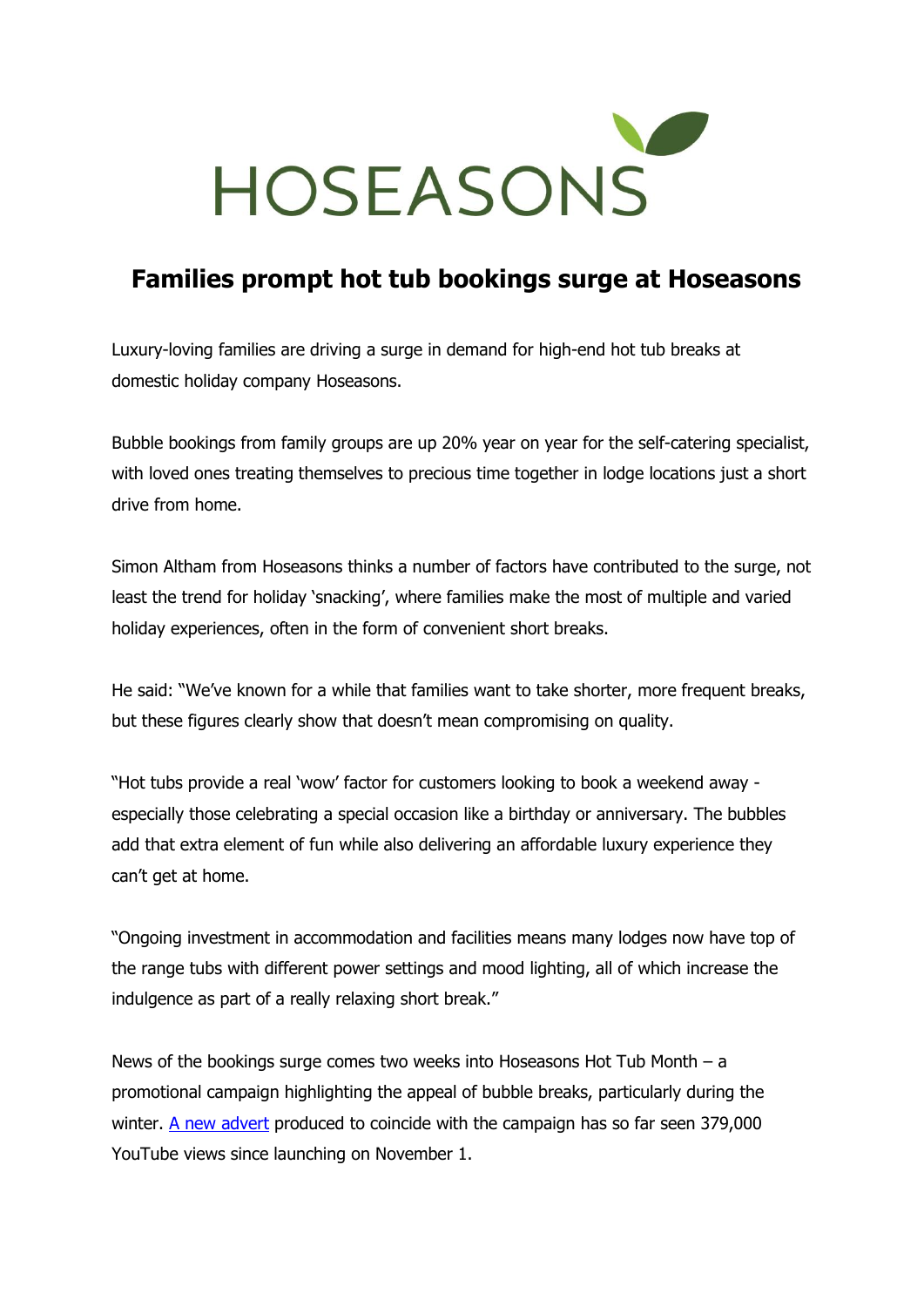HOSEASONS

# Families prompt hot tub bookings surge at Hoseasons

Luxury-loving families are driving a surge in demand for high-end hot tub breaks at domestic holiday company Hoseasons.

Bubble bookings from family groups are up 20% year on year for the self-catering specialist, with loved ones treating themselves to precious time together in lodge locations just a short drive from home.

Simon Altham from Hoseasons thinks a number of factors have contributed to the surge, not least the trend for holiday 'snacking', where families make the most of multiple and varied holiday experiences, often in the form of convenient short breaks.

He said: "We've known for a while that families want to take shorter, more frequent breaks, but these figures clearly show that doesn't mean compromising on quality.

"Hot tubs provide a real 'wow' factor for customers looking to book a weekend away - especially those celebrating a special occasion like a birthday or anniversary. The bubbles add that extra element of fun while also delivering an affordable luxury experience they can't get at home.

"Ongoing investment in accommodation and facilities means many lodges now have top of the range tubs with different power settings and mood lighting, all of which increase the indulgence as part of a really relaxing short break."

News of the bookings surge comes two weeks into Hoseasons Hot Tub Month – a promotional campaign highlighting the appeal of bubble breaks, particularly during the winter. A new advert produced to coincide with the campaign has so far seen 379,000 YouTube views since launching on November 1.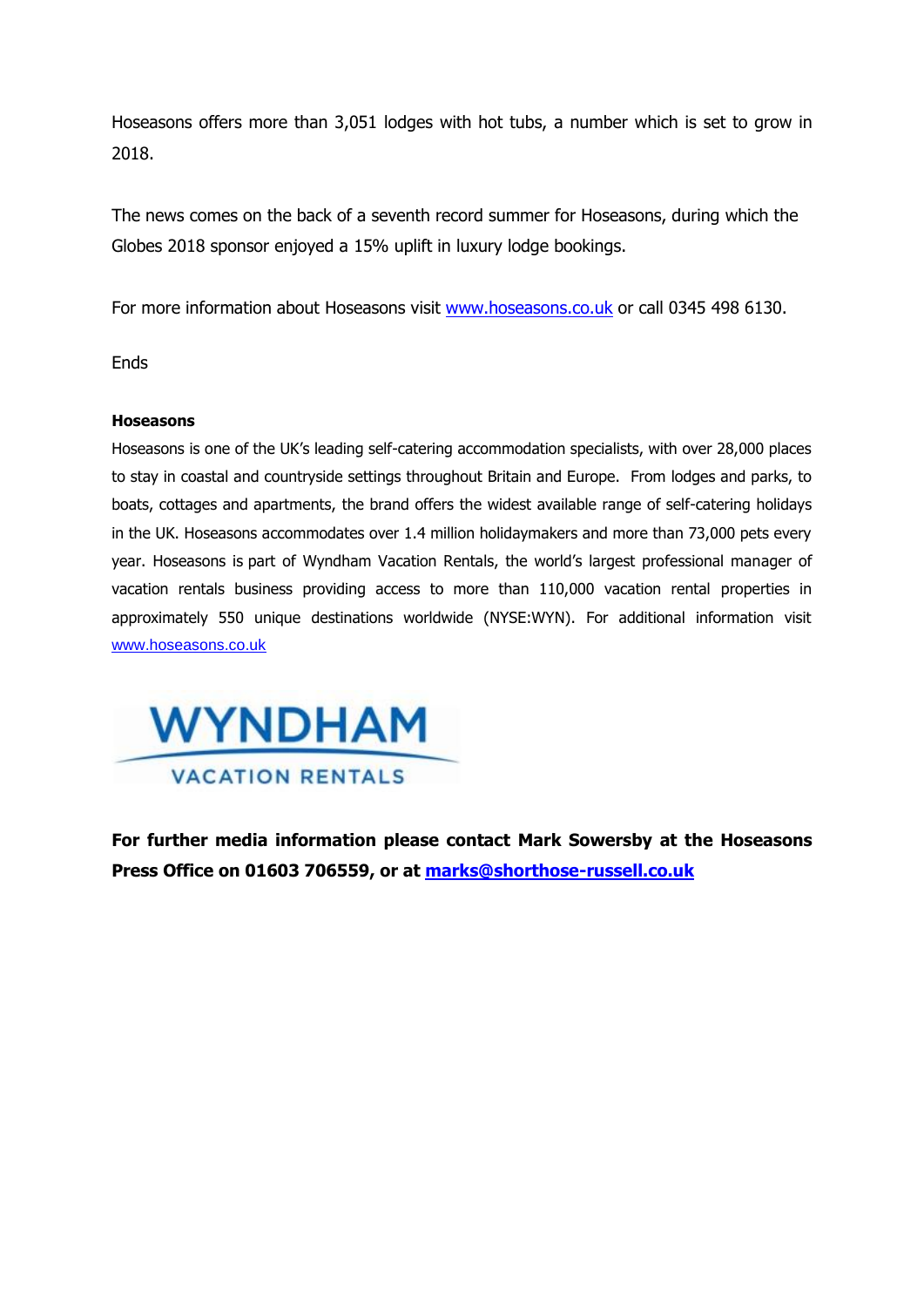Hoseasons offers more than 3,051 lodges with hot tubs, a number which is set to grow in 2018.

The news comes on the back of a seventh record summer for Hoseasons, during which the Globes 2018 sponsor enjoyed a 15% uplift in luxury lodge bookings.

For more information about Hoseasons visit www.hoseasons.co.uk or call 0345 498 6130.

Ends

**Hoseasons**

Hoseasons is one of the UK's leading self-catering accommodation specialists, with over 28,000 places to stay in coastal and countryside settings throughout Britain and Europe. From lodges and parks, to boats, cottages and apartments, the brand offers the widest available range of self-catering holidays in the UK. Hoseasons accommodates over 1.4 million holidaymakers and more than 73,000 pets every year. Hoseasons is part of Wyndham Vacation Rentals, the world's largest professional manager of vacation rentals business providing access to more than 110,000 vacation rental properties in approximately 550 unique destinations worldwide (NYSE:WYN). For additional information visit www.hoseasons.co.uk

WYNDHAM
VACATION RENTALS

**For further media information please contact Mark Sowersby at the Hoseasons Press Office on 01603 706559, or at marks@shorthose-russell.co.uk**